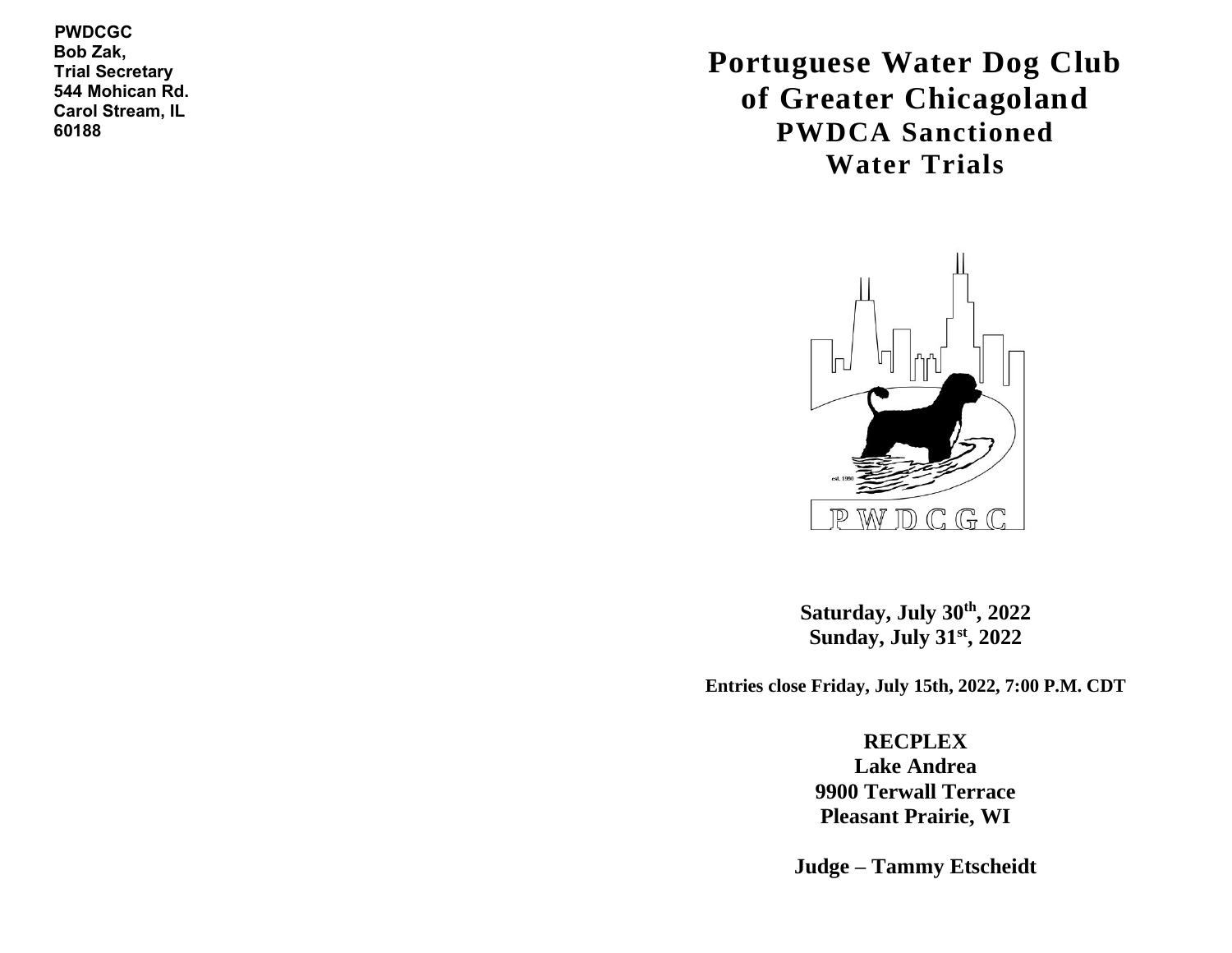PWDCGC
Bob Zak,
Trial Secretary
544 Mohican Rd.
Carol Stream, IL
60188

# Portuguese Water Dog Club of Greater Chicagoland

## PWDCA Sanctioned Water Trials

**Saturday, July 30th, 2022**
**Sunday, July 31st, 2022**

**Entries close Friday, July 15th, 2022, 7:00 P.M. CDT**

**RECPLEX**
**Lake Andrea**
**9900 Terwall Terrace**
**Pleasant Prairie, WI**

**Judge – Tammy Etscheidt**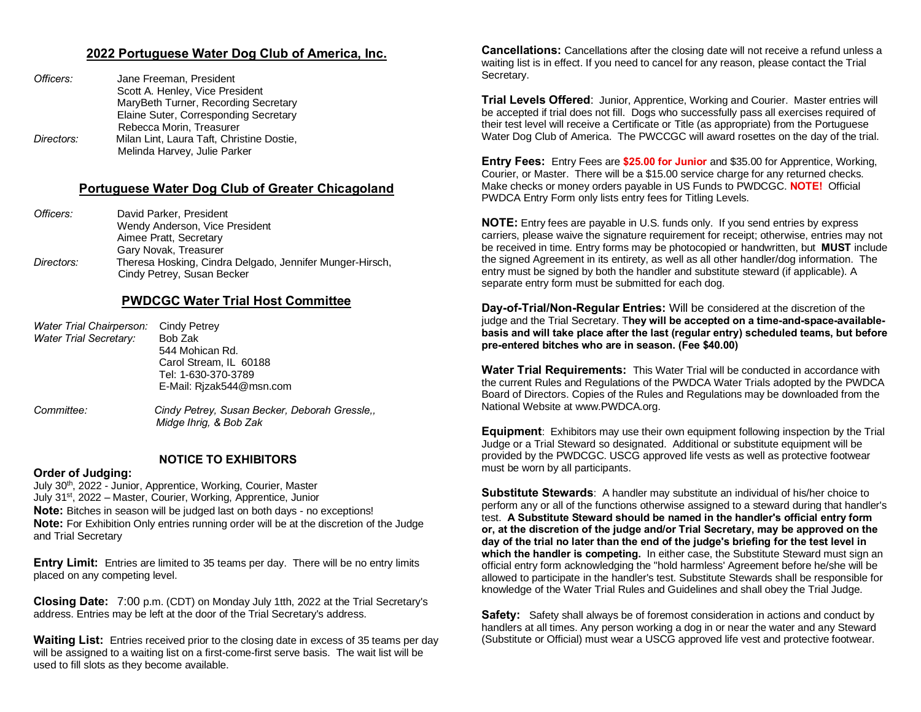## 2022 Portuguese Water Dog Club of America, Inc.

*Officers:* Jane Freeman, President
Scott A. Henley, Vice President
MaryBeth Turner, Recording Secretary
Elaine Suter, Corresponding Secretary
Rebecca Morin, Treasurer

*Directors:* Milan Lint, Laura Taft, Christine Dostie, Melinda Harvey, Julie Parker

## Portuguese Water Dog Club of Greater Chicagoland

*Officers:* David Parker, President
Wendy Anderson, Vice President
Aimee Pratt, Secretary
Gary Novak, Treasurer

*Directors:* Theresa Hosking, Cindra Delgado, Jennifer Munger-Hirsch, Cindy Petrey, Susan Becker

## PWDCGC Water Trial Host Committee

*Water Trial Chairperson:* Cindy Petrey
*Water Trial Secretary:* Bob Zak
544 Mohican Rd.
Carol Stream, IL 60188
Tel: 1-630-370-3789
E-Mail: Rjzak544@msn.com

*Committee:* *Cindy Petrey, Susan Becker, Deborah Gressle,, Midge Ihrig, & Bob Zak*

### NOTICE TO EXHIBITORS

**Order of Judging:**
July 30th, 2022 - Junior, Apprentice, Working, Courier, Master
July 31st, 2022 – Master, Courier, Working, Apprentice, Junior
**Note:** Bitches in season will be judged last on both days - no exceptions!
**Note:** For Exhibition Only entries running order will be at the discretion of the Judge and Trial Secretary

**Entry Limit:** Entries are limited to 35 teams per day. There will be no entry limits placed on any competing level.

**Closing Date:** 7:00 p.m. (CDT) on Monday July 1tth, 2022 at the Trial Secretary's address. Entries may be left at the door of the Trial Secretary's address.

**Waiting List:** Entries received prior to the closing date in excess of 35 teams per day will be assigned to a waiting list on a first-come-first serve basis. The wait list will be used to fill slots as they become available.

**Cancellations:** Cancellations after the closing date will not receive a refund unless a waiting list is in effect. If you need to cancel for any reason, please contact the Trial Secretary.

**Trial Levels Offered**: Junior, Apprentice, Working and Courier. Master entries will be accepted if trial does not fill. Dogs who successfully pass all exercises required of their test level will receive a Certificate or Title (as appropriate) from the Portuguese Water Dog Club of America. The PWCCGC will award rosettes on the day of the trial.

**Entry Fees:** Entry Fees are **$25.00 for Junior** and $35.00 for Apprentice, Working, Courier, or Master. There will be a $15.00 service charge for any returned checks. Make checks or money orders payable in US Funds to PWDCGC. **NOTE!** Official PWDCA Entry Form only lists entry fees for Titling Levels.

**NOTE:** Entry fees are payable in U.S. funds only. If you send entries by express carriers, please waive the signature requirement for receipt; otherwise, entries may not be received in time. Entry forms may be photocopied or handwritten, but **MUST** include the signed Agreement in its entirety, as well as all other handler/dog information. The entry must be signed by both the handler and substitute steward (if applicable). A separate entry form must be submitted for each dog.

**Day-of-Trial/Non-Regular Entries:** Will be considered at the discretion of the judge and the Trial Secretary. T**hey will be accepted on a time-and-space-available-basis and will take place after the last (regular entry) scheduled teams, but before pre-entered bitches who are in season. (Fee $40.00)**

**Water Trial Requirements:** This Water Trial will be conducted in accordance with the current Rules and Regulations of the PWDCA Water Trials adopted by the PWDCA Board of Directors. Copies of the Rules and Regulations may be downloaded from the National Website at www.PWDCA.org.

**Equipment**: Exhibitors may use their own equipment following inspection by the Trial Judge or a Trial Steward so designated. Additional or substitute equipment will be provided by the PWDCGC. USCG approved life vests as well as protective footwear must be worn by all participants.

**Substitute Stewards**: A handler may substitute an individual of his/her choice to perform any or all of the functions otherwise assigned to a steward during that handler's test. **A Substitute Steward should be named in the handler's official entry form or, at the discretion of the judge and/or Trial Secretary, may be approved on the day of the trial no later than the end of the judge's briefing for the test level in which the handler is competing.** In either case, the Substitute Steward must sign an official entry form acknowledging the "hold harmless' Agreement before he/she will be allowed to participate in the handler's test. Substitute Stewards shall be responsible for knowledge of the Water Trial Rules and Guidelines and shall obey the Trial Judge.

**Safety:** Safety shall always be of foremost consideration in actions and conduct by handlers at all times. Any person working a dog in or near the water and any Steward (Substitute or Official) must wear a USCG approved life vest and protective footwear.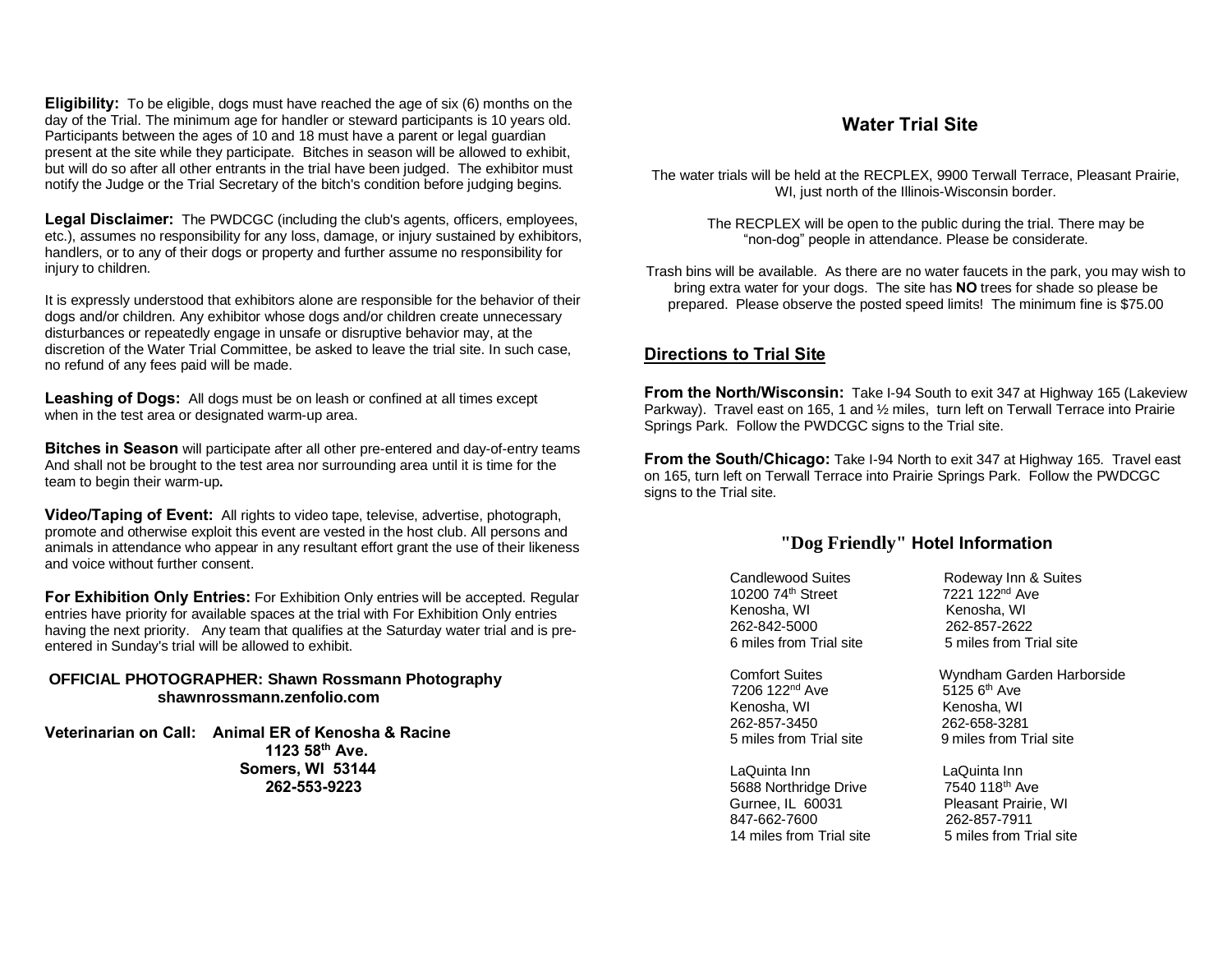**Eligibility:** To be eligible, dogs must have reached the age of six (6) months on the day of the Trial. The minimum age for handler or steward participants is 10 years old. Participants between the ages of 10 and 18 must have a parent or legal guardian present at the site while they participate. Bitches in season will be allowed to exhibit, but will do so after all other entrants in the trial have been judged. The exhibitor must notify the Judge or the Trial Secretary of the bitch's condition before judging begins.

**Legal Disclaimer:** The PWDCGC (including the club's agents, officers, employees, etc.), assumes no responsibility for any loss, damage, or injury sustained by exhibitors, handlers, or to any of their dogs or property and further assume no responsibility for injury to children.

It is expressly understood that exhibitors alone are responsible for the behavior of their dogs and/or children. Any exhibitor whose dogs and/or children create unnecessary disturbances or repeatedly engage in unsafe or disruptive behavior may, at the discretion of the Water Trial Committee, be asked to leave the trial site. In such case, no refund of any fees paid will be made.

**Leashing of Dogs:** All dogs must be on leash or confined at all times except when in the test area or designated warm-up area.

**Bitches in Season** will participate after all other pre-entered and day-of-entry teams And shall not be brought to the test area nor surrounding area until it is time for the team to begin their warm-up**.**

**Video/Taping of Event:** All rights to video tape, televise, advertise, photograph, promote and otherwise exploit this event are vested in the host club. All persons and animals in attendance who appear in any resultant effort grant the use of their likeness and voice without further consent.

**For Exhibition Only Entries:** For Exhibition Only entries will be accepted. Regular entries have priority for available spaces at the trial with For Exhibition Only entries having the next priority. Any team that qualifies at the Saturday water trial and is pre-entered in Sunday's trial will be allowed to exhibit.

**OFFICIAL PHOTOGRAPHER: Shawn Rossmann Photography**
**shawnrossmann.zenfolio.com**

**Veterinarian on Call: Animal ER of Kenosha & Racine**
**1123 58th Ave.**
**Somers, WI 53144**
**262-553-9223**

## Water Trial Site

The water trials will be held at the RECPLEX, 9900 Terwall Terrace, Pleasant Prairie, WI, just north of the Illinois-Wisconsin border.

The RECPLEX will be open to the public during the trial. There may be "non-dog" people in attendance. Please be considerate.

Trash bins will be available. As there are no water faucets in the park, you may wish to bring extra water for your dogs. The site has **NO** trees for shade so please be prepared. Please observe the posted speed limits! The minimum fine is $75.00

## Directions to Trial Site

**From the North/Wisconsin:** Take I-94 South to exit 347 at Highway 165 (Lakeview Parkway). Travel east on 165, 1 and ½ miles, turn left on Terwall Terrace into Prairie Springs Park. Follow the PWDCGC signs to the Trial site.

**From the South/Chicago:** Take I-94 North to exit 347 at Highway 165. Travel east on 165, turn left on Terwall Terrace into Prairie Springs Park. Follow the PWDCGC signs to the Trial site.

## "Dog Friendly" Hotel Information

Candlewood Suites
10200 74th Street
Kenosha, WI
262-842-5000
6 miles from Trial site

Rodeway Inn & Suites
7221 122nd Ave
Kenosha, WI
262-857-2622
5 miles from Trial site

Comfort Suites
7206 122nd Ave
Kenosha, WI
262-857-3450
5 miles from Trial site

Wyndham Garden Harborside
5125 6th Ave
Kenosha, WI
262-658-3281
9 miles from Trial site

LaQuinta Inn
5688 Northridge Drive
Gurnee, IL 60031
847-662-7600
14 miles from Trial site

LaQuinta Inn
7540 118th Ave
Pleasant Prairie, WI
262-857-7911
5 miles from Trial site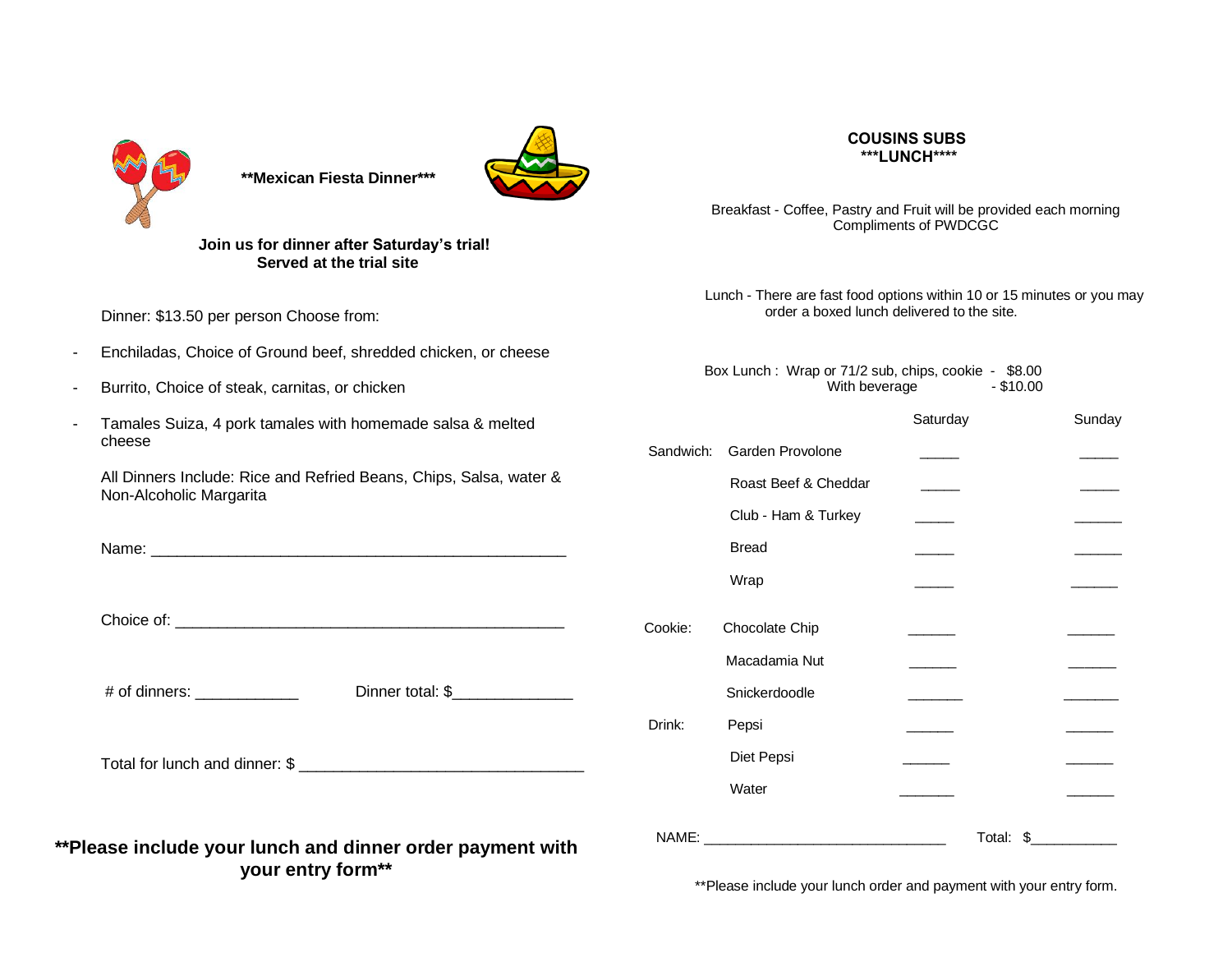**Mexican Fiesta Dinner***

**Join us for dinner after Saturday's trial!**
**Served at the trial site**

Dinner: $13.50 per person Choose from:

- Enchiladas, Choice of Ground beef, shredded chicken, or cheese
- Burrito, Choice of steak, carnitas, or chicken
- Tamales Suiza, 4 pork tamales with homemade salsa & melted cheese

All Dinners Include: Rice and Refried Beans, Chips, Salsa, water & Non-Alcoholic Margarita

Name: _______________________________________________

Choice of: ____________________________________________

# of dinners: ___________ Dinner total: $_____________

Total for lunch and dinner: $ _______________________________

**Please include your lunch and dinner order payment with your entry form**

**COUSINS SUBS**
**LUNCH****

Breakfast - Coffee, Pastry and Fruit will be provided each morning Compliments of PWDCGC

Lunch - There are fast food options within 10 or 15 minutes or you may order a boxed lunch delivered to the site.

Box Lunch : Wrap or 71/2 sub, chips, cookie - $8.00
With beverage - $10.00

| | | Saturday | Sunday |
|---|---|---|---|
| Sandwich: | Garden Provolone | _____ | _____ |
| | Roast Beef & Cheddar | _____ | _____ |
| | Club - Ham & Turkey | _____ | ______ |
| | Bread | _____ | ______ |
| | Wrap | _____ | ______ |
| Cookie: | Chocolate Chip | ______ | ______ |
| | Macadamia Nut | ______ | ______ |
| | Snickerdoodle | _______ | _______ |
| Drink: | Pepsi | ______ | ______ |
| | Diet Pepsi | ______ | ______ |
| | Water | _______ | ______ |

NAME: ____________________________ Total: $__________

**Please include your lunch order and payment with your entry form.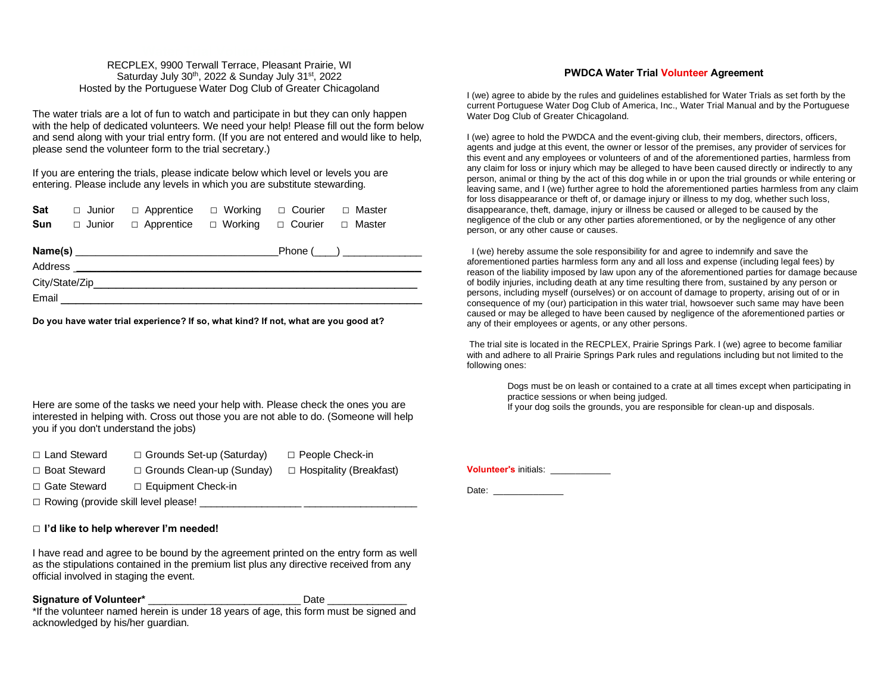RECPLEX, 9900 Terwall Terrace, Pleasant Prairie, WI
Saturday July 30th, 2022 & Sunday July 31st, 2022
Hosted by the Portuguese Water Dog Club of Greater Chicagoland

The water trials are a lot of fun to watch and participate in but they can only happen with the help of dedicated volunteers. We need your help! Please fill out the form below and send along with your trial entry form. (If you are not entered and would like to help, please send the volunteer form to the trial secretary.)

If you are entering the trials, please indicate below which level or levels you are entering. Please include any levels in which you are substitute stewarding.

| | | | | | |
|---|---|---|---|---|---|
| **Sat** | □ Junior | □ Apprentice | □ Working | □ Courier | □ Master |
| **Sun** | □ Junior | □ Apprentice | □ Working | □ Courier | □ Master |

**Name(s)** ___________________________________Phone (____) ______________

Address ___________________________________________________________

City/State/Zip_______________________________________________________

Email ______________________________________________________________

**Do you have water trial experience? If so, what kind? If not, what are you good at?**

Here are some of the tasks we need your help with. Please check the ones you are interested in helping with. Cross out those you are not able to do. (Someone will help you if you don't understand the jobs)

| | | |
|---|---|---|
| □ Land Steward | □ Grounds Set-up (Saturday) | □ People Check-in |
| □ Boat Steward | □ Grounds Clean-up (Sunday) | □ Hospitality (Breakfast) |
| □ Gate Steward | □ Equipment Check-in | |

□ Rowing (provide skill level please! __________________ ____________________

**□ I'd like to help wherever I'm needed!**

I have read and agree to be bound by the agreement printed on the entry form as well as the stipulations contained in the premium list plus any directive received from any official involved in staging the event.

**Signature of Volunteer*** ___________________________ Date ______________

*If the volunteer named herein is under 18 years of age, this form must be signed and acknowledged by his/her guardian.

## PWDCA Water Trial Volunteer Agreement

I (we) agree to abide by the rules and guidelines established for Water Trials as set forth by the current Portuguese Water Dog Club of America, Inc., Water Trial Manual and by the Portuguese Water Dog Club of Greater Chicagoland.

I (we) agree to hold the PWDCA and the event-giving club, their members, directors, officers, agents and judge at this event, the owner or lessor of the premises, any provider of services for this event and any employees or volunteers of and of the aforementioned parties, harmless from any claim for loss or injury which may be alleged to have been caused directly or indirectly to any person, animal or thing by the act of this dog while in or upon the trial grounds or while entering or leaving same, and I (we) further agree to hold the aforementioned parties harmless from any claim for loss disappearance or theft of, or damage injury or illness to my dog, whether such loss, disappearance, theft, damage, injury or illness be caused or alleged to be caused by the negligence of the club or any other parties aforementioned, or by the negligence of any other person, or any other cause or causes.

I (we) hereby assume the sole responsibility for and agree to indemnify and save the aforementioned parties harmless form any and all loss and expense (including legal fees) by reason of the liability imposed by law upon any of the aforementioned parties for damage because of bodily injuries, including death at any time resulting there from, sustained by any person or persons, including myself (ourselves) or on account of damage to property, arising out of or in consequence of my (our) participation in this water trial, howsoever such same may have been caused or may be alleged to have been caused by negligence of the aforementioned parties or any of their employees or agents, or any other persons.

The trial site is located in the RECPLEX, Prairie Springs Park. I (we) agree to become familiar with and adhere to all Prairie Springs Park rules and regulations including but not limited to the following ones:

> Dogs must be on leash or contained to a crate at all times except when participating in practice sessions or when being judged.
> If your dog soils the grounds, you are responsible for clean-up and disposals.

**Volunteer's** initials: ___________

Date: _____________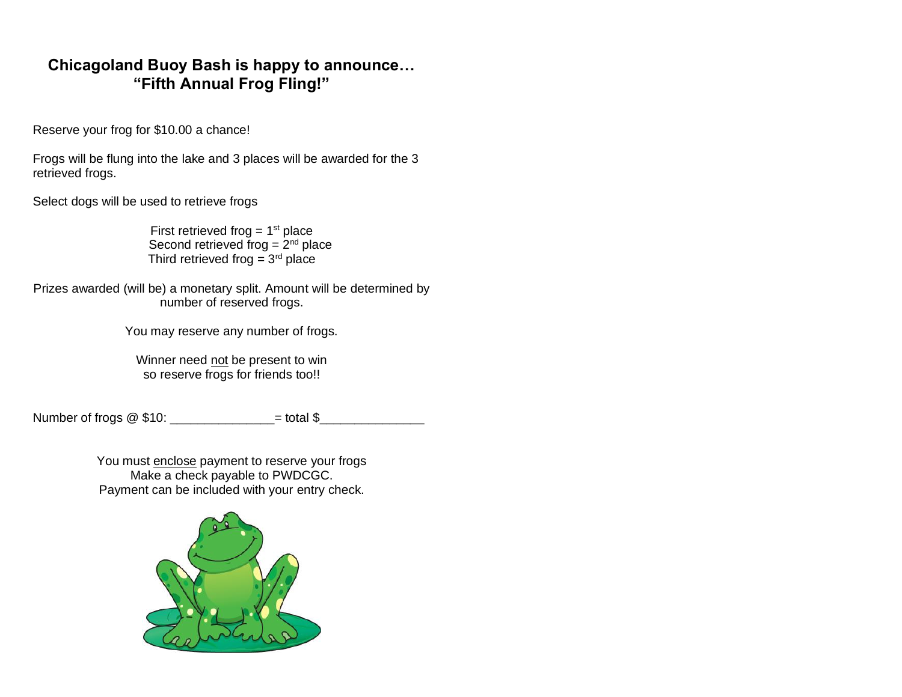## Chicagoland Buoy Bash is happy to announce… "Fifth Annual Frog Fling!"

Reserve your frog for $10.00 a chance!

Frogs will be flung into the lake and 3 places will be awarded for the 3 retrieved frogs.

Select dogs will be used to retrieve frogs

First retrieved frog = 1st place
Second retrieved frog = 2nd place
Third retrieved frog = 3rd place

Prizes awarded (will be) a monetary split. Amount will be determined by number of reserved frogs.

You may reserve any number of frogs.

Winner need not be present to win so reserve frogs for friends too!!

Number of frogs @ $10: _______________= total $_______________

You must enclose payment to reserve your frogs
Make a check payable to PWDCGC.
Payment can be included with your entry check.